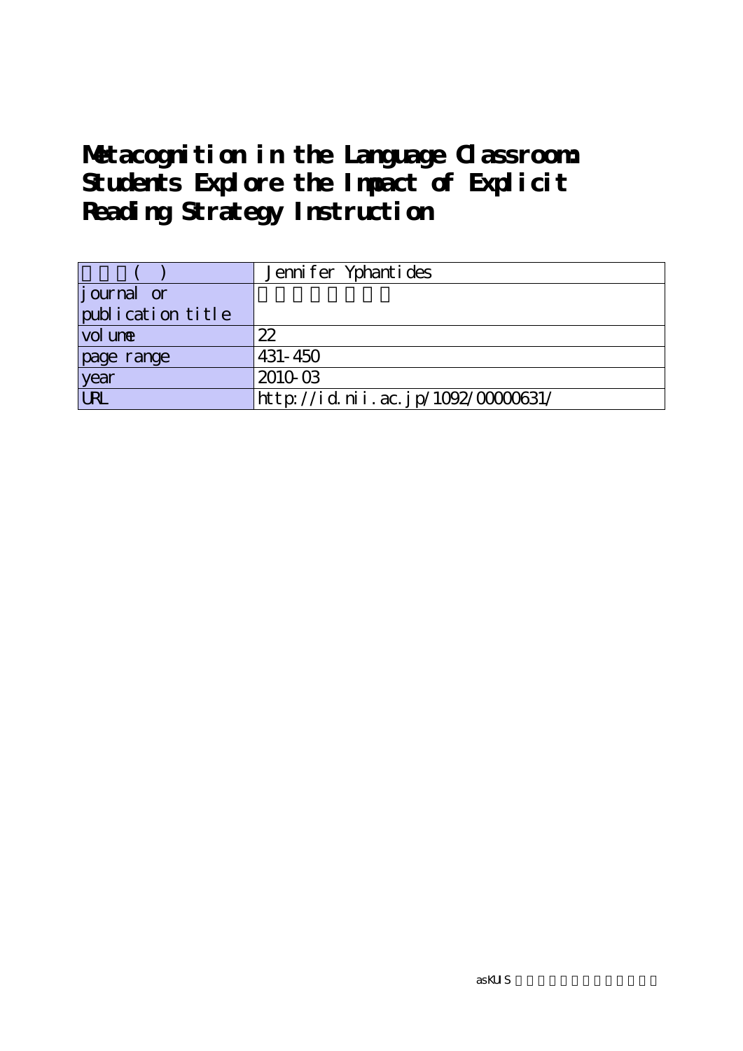# Metacognition in the Language Classroom: Students Explore the Impact of Explicit Reading Strategy Instruction

| 著者名( ) | Jennifer Yphantides |
| --- | --- |
| journal or publication title | |
| volume | 22 |
| page range | 431-450 |
| year | 2010-03 |
| URL | http://id.nii.ac.jp/1092/00000631/ |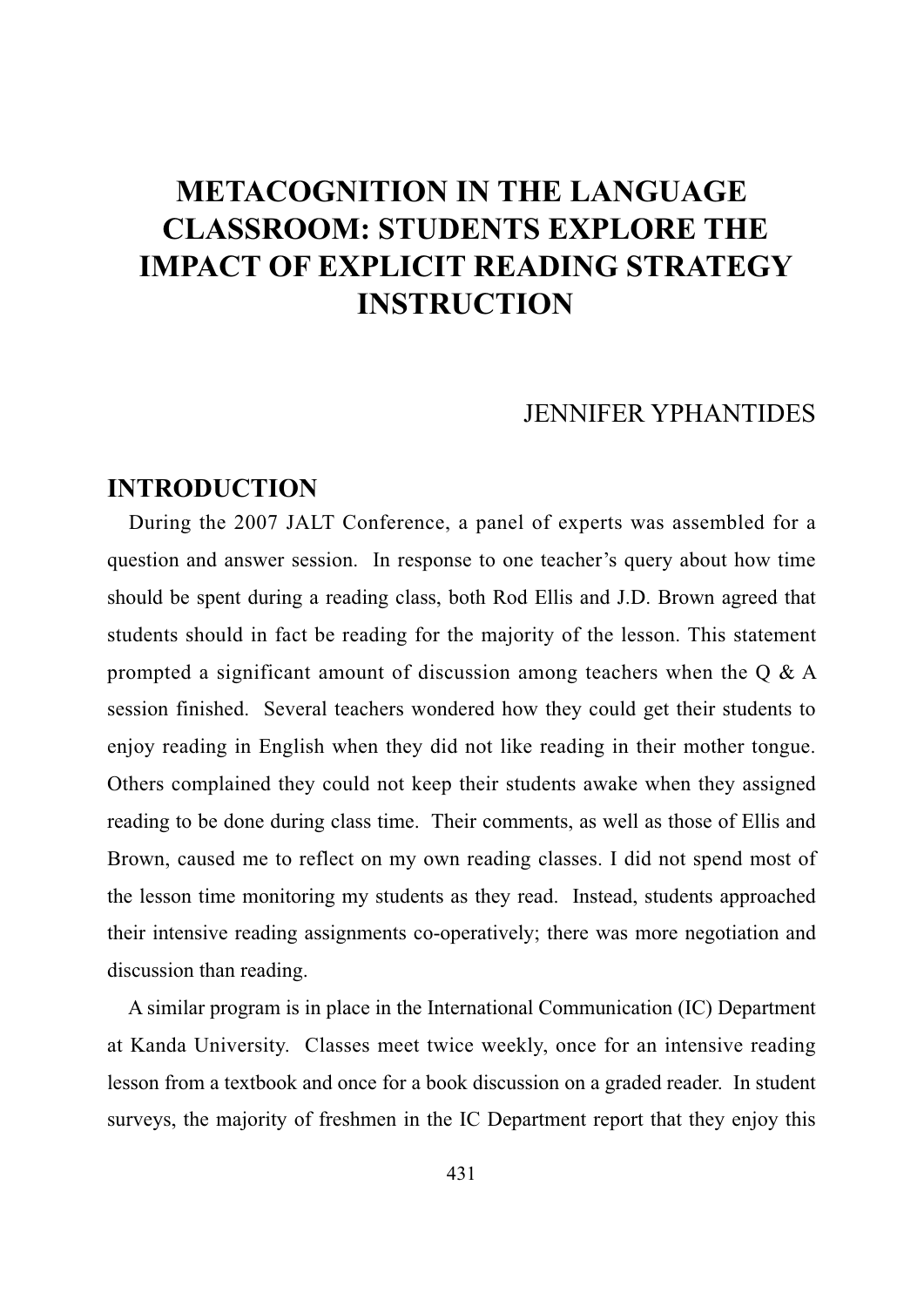# METACOGNITION IN THE LANGUAGE CLASSROOM: STUDENTS EXPLORE THE IMPACT OF EXPLICIT READING STRATEGY INSTRUCTION

JENNIFER YPHANTIDES

## INTRODUCTION

During the 2007 JALT Conference, a panel of experts was assembled for a question and answer session. In response to one teacher's query about how time should be spent during a reading class, both Rod Ellis and J.D. Brown agreed that students should in fact be reading for the majority of the lesson. This statement prompted a significant amount of discussion among teachers when the Q & A session finished. Several teachers wondered how they could get their students to enjoy reading in English when they did not like reading in their mother tongue. Others complained they could not keep their students awake when they assigned reading to be done during class time. Their comments, as well as those of Ellis and Brown, caused me to reflect on my own reading classes. I did not spend most of the lesson time monitoring my students as they read. Instead, students approached their intensive reading assignments co-operatively; there was more negotiation and discussion than reading.

A similar program is in place in the International Communication (IC) Department at Kanda University. Classes meet twice weekly, once for an intensive reading lesson from a textbook and once for a book discussion on a graded reader. In student surveys, the majority of freshmen in the IC Department report that they enjoy this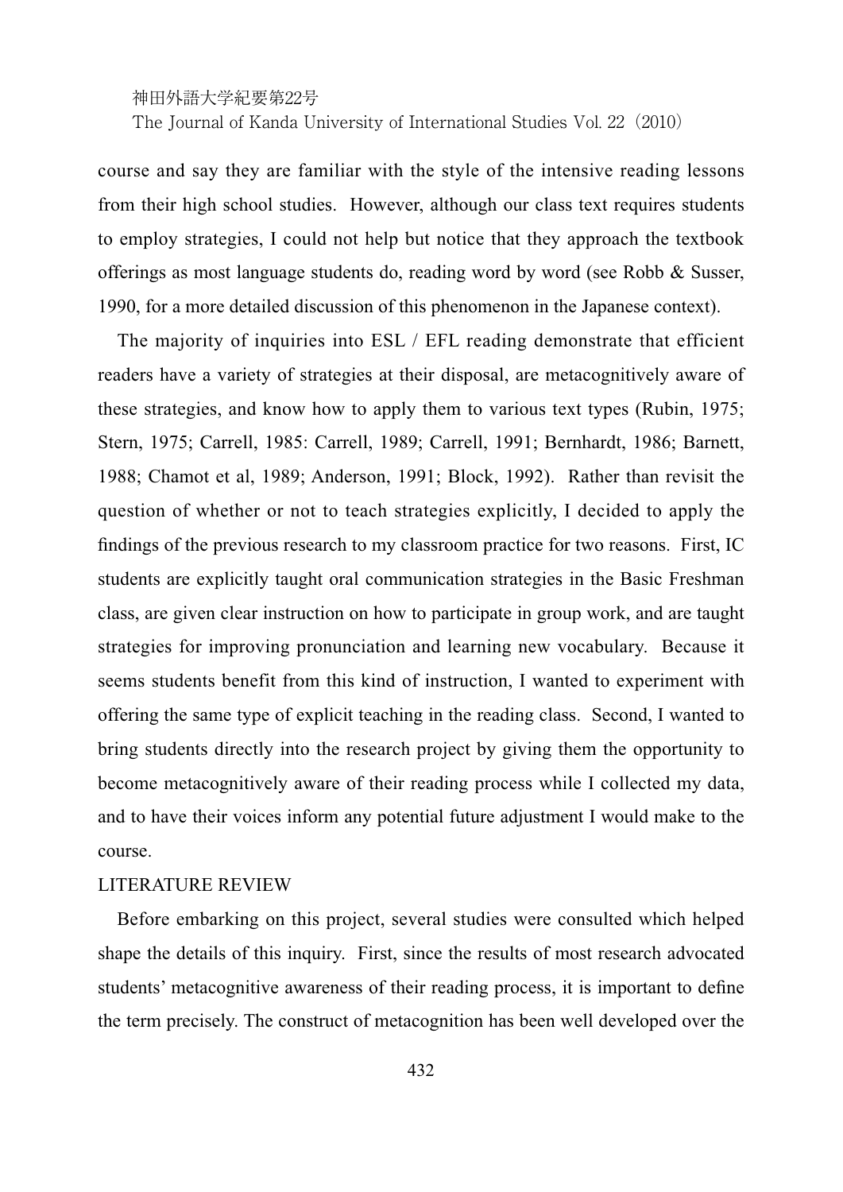course and say they are familiar with the style of the intensive reading lessons from their high school studies. However, although our class text requires students to employ strategies, I could not help but notice that they approach the textbook offerings as most language students do, reading word by word (see Robb & Susser, 1990, for a more detailed discussion of this phenomenon in the Japanese context).

The majority of inquiries into ESL / EFL reading demonstrate that efficient readers have a variety of strategies at their disposal, are metacognitively aware of these strategies, and know how to apply them to various text types (Rubin, 1975; Stern, 1975; Carrell, 1985: Carrell, 1989; Carrell, 1991; Bernhardt, 1986; Barnett, 1988; Chamot et al, 1989; Anderson, 1991; Block, 1992). Rather than revisit the question of whether or not to teach strategies explicitly, I decided to apply the findings of the previous research to my classroom practice for two reasons. First, IC students are explicitly taught oral communication strategies in the Basic Freshman class, are given clear instruction on how to participate in group work, and are taught strategies for improving pronunciation and learning new vocabulary. Because it seems students benefit from this kind of instruction, I wanted to experiment with offering the same type of explicit teaching in the reading class. Second, I wanted to bring students directly into the research project by giving them the opportunity to become metacognitively aware of their reading process while I collected my data, and to have their voices inform any potential future adjustment I would make to the course.

## LITERATURE REVIEW

Before embarking on this project, several studies were consulted which helped shape the details of this inquiry. First, since the results of most research advocated students' metacognitive awareness of their reading process, it is important to define the term precisely. The construct of metacognition has been well developed over the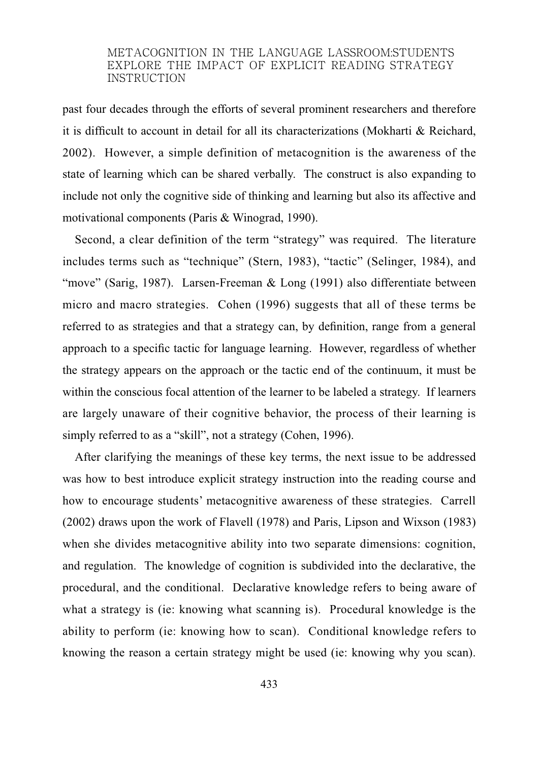past four decades through the efforts of several prominent researchers and therefore it is difficult to account in detail for all its characterizations (Mokharti & Reichard, 2002). However, a simple definition of metacognition is the awareness of the state of learning which can be shared verbally. The construct is also expanding to include not only the cognitive side of thinking and learning but also its affective and motivational components (Paris & Winograd, 1990).

Second, a clear definition of the term "strategy" was required. The literature includes terms such as "technique" (Stern, 1983), "tactic" (Selinger, 1984), and "move" (Sarig, 1987). Larsen-Freeman & Long (1991) also differentiate between micro and macro strategies. Cohen (1996) suggests that all of these terms be referred to as strategies and that a strategy can, by definition, range from a general approach to a specific tactic for language learning. However, regardless of whether the strategy appears on the approach or the tactic end of the continuum, it must be within the conscious focal attention of the learner to be labeled a strategy. If learners are largely unaware of their cognitive behavior, the process of their learning is simply referred to as a "skill", not a strategy (Cohen, 1996).

After clarifying the meanings of these key terms, the next issue to be addressed was how to best introduce explicit strategy instruction into the reading course and how to encourage students' metacognitive awareness of these strategies. Carrell (2002) draws upon the work of Flavell (1978) and Paris, Lipson and Wixson (1983) when she divides metacognitive ability into two separate dimensions: cognition, and regulation. The knowledge of cognition is subdivided into the declarative, the procedural, and the conditional. Declarative knowledge refers to being aware of what a strategy is (ie: knowing what scanning is). Procedural knowledge is the ability to perform (ie: knowing how to scan). Conditional knowledge refers to knowing the reason a certain strategy might be used (ie: knowing why you scan).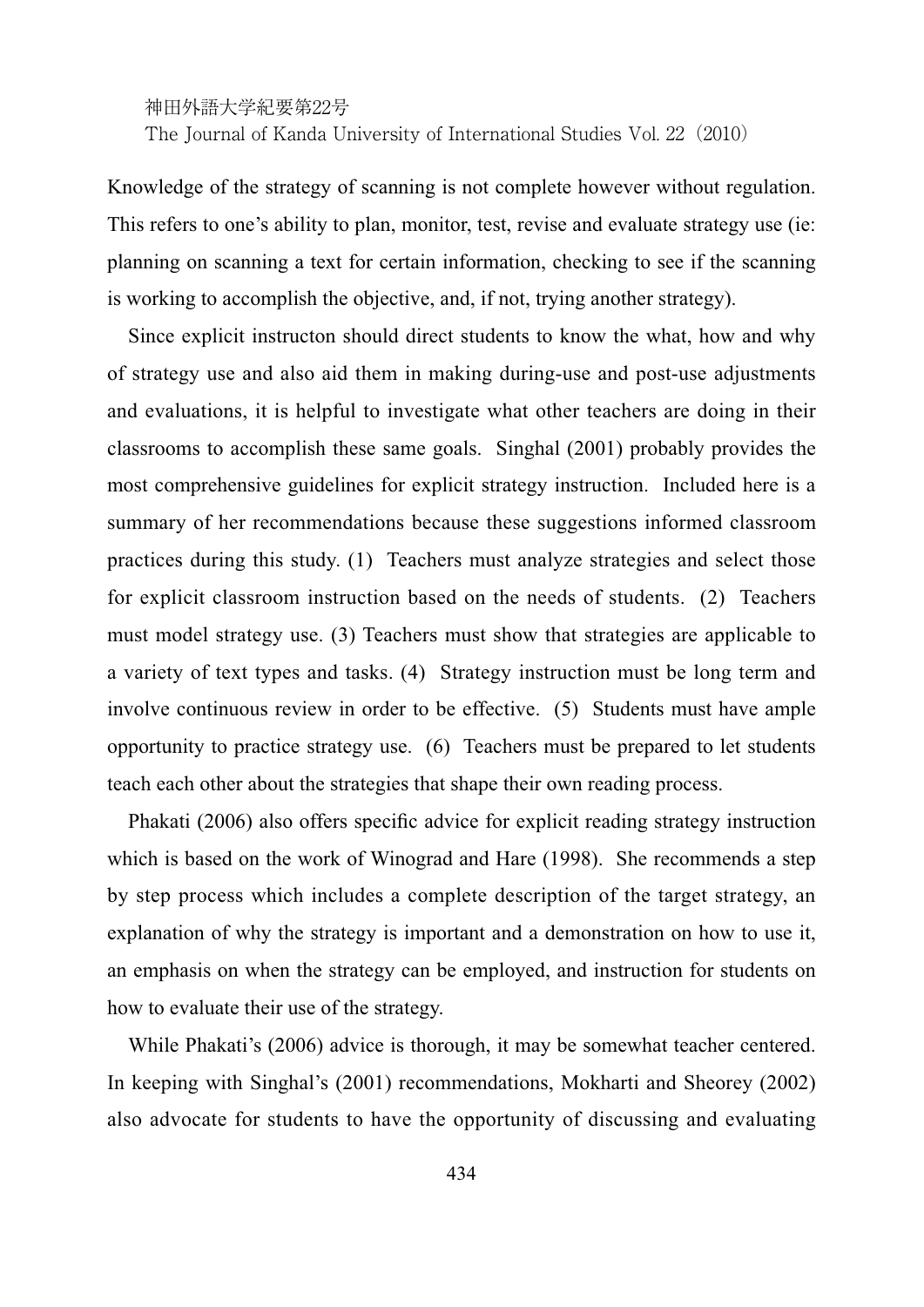Knowledge of the strategy of scanning is not complete however without regulation. This refers to one's ability to plan, monitor, test, revise and evaluate strategy use (ie: planning on scanning a text for certain information, checking to see if the scanning is working to accomplish the objective, and, if not, trying another strategy).

Since explicit instructon should direct students to know the what, how and why of strategy use and also aid them in making during-use and post-use adjustments and evaluations, it is helpful to investigate what other teachers are doing in their classrooms to accomplish these same goals. Singhal (2001) probably provides the most comprehensive guidelines for explicit strategy instruction. Included here is a summary of her recommendations because these suggestions informed classroom practices during this study. (1) Teachers must analyze strategies and select those for explicit classroom instruction based on the needs of students. (2) Teachers must model strategy use. (3) Teachers must show that strategies are applicable to a variety of text types and tasks. (4) Strategy instruction must be long term and involve continuous review in order to be effective. (5) Students must have ample opportunity to practice strategy use. (6) Teachers must be prepared to let students teach each other about the strategies that shape their own reading process.

Phakati (2006) also offers specific advice for explicit reading strategy instruction which is based on the work of Winograd and Hare (1998). She recommends a step by step process which includes a complete description of the target strategy, an explanation of why the strategy is important and a demonstration on how to use it, an emphasis on when the strategy can be employed, and instruction for students on how to evaluate their use of the strategy.

While Phakati's (2006) advice is thorough, it may be somewhat teacher centered. In keeping with Singhal's (2001) recommendations, Mokharti and Sheorey (2002) also advocate for students to have the opportunity of discussing and evaluating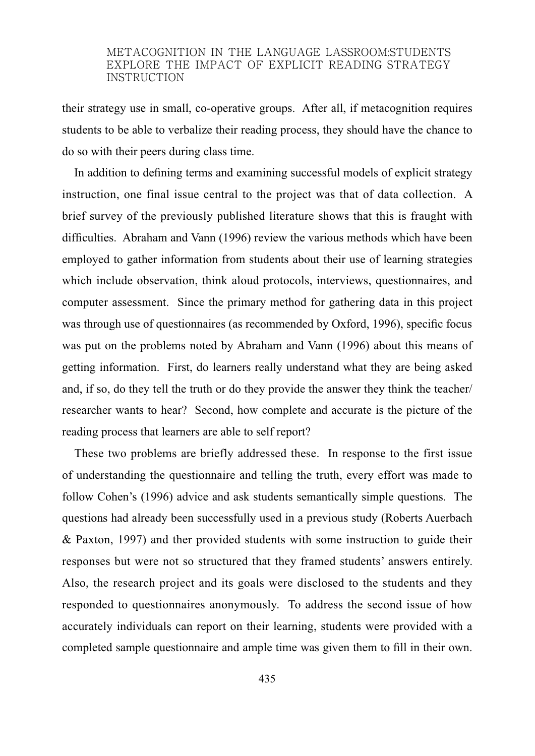their strategy use in small, co-operative groups. After all, if metacognition requires students to be able to verbalize their reading process, they should have the chance to do so with their peers during class time.

In addition to defining terms and examining successful models of explicit strategy instruction, one final issue central to the project was that of data collection. A brief survey of the previously published literature shows that this is fraught with difficulties. Abraham and Vann (1996) review the various methods which have been employed to gather information from students about their use of learning strategies which include observation, think aloud protocols, interviews, questionnaires, and computer assessment. Since the primary method for gathering data in this project was through use of questionnaires (as recommended by Oxford, 1996), specific focus was put on the problems noted by Abraham and Vann (1996) about this means of getting information. First, do learners really understand what they are being asked and, if so, do they tell the truth or do they provide the answer they think the teacher/ researcher wants to hear? Second, how complete and accurate is the picture of the reading process that learners are able to self report?

These two problems are briefly addressed these. In response to the first issue of understanding the questionnaire and telling the truth, every effort was made to follow Cohen's (1996) advice and ask students semantically simple questions. The questions had already been successfully used in a previous study (Roberts Auerbach & Paxton, 1997) and ther provided students with some instruction to guide their responses but were not so structured that they framed students' answers entirely. Also, the research project and its goals were disclosed to the students and they responded to questionnaires anonymously. To address the second issue of how accurately individuals can report on their learning, students were provided with a completed sample questionnaire and ample time was given them to fill in their own.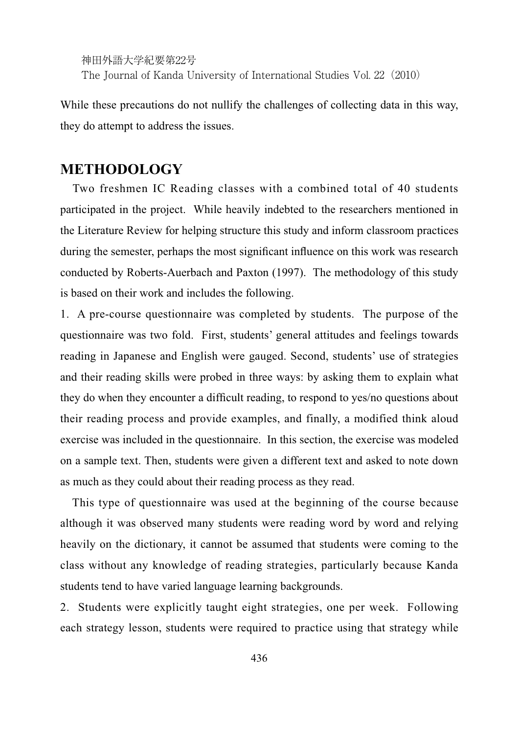While these precautions do not nullify the challenges of collecting data in this way, they do attempt to address the issues.

## METHODOLOGY

Two freshmen IC Reading classes with a combined total of 40 students participated in the project. While heavily indebted to the researchers mentioned in the Literature Review for helping structure this study and inform classroom practices during the semester, perhaps the most significant influence on this work was research conducted by Roberts-Auerbach and Paxton (1997). The methodology of this study is based on their work and includes the following.

1. A pre-course questionnaire was completed by students. The purpose of the questionnaire was two fold. First, students' general attitudes and feelings towards reading in Japanese and English were gauged. Second, students' use of strategies and their reading skills were probed in three ways: by asking them to explain what they do when they encounter a difficult reading, to respond to yes/no questions about their reading process and provide examples, and finally, a modified think aloud exercise was included in the questionnaire. In this section, the exercise was modeled on a sample text. Then, students were given a different text and asked to note down as much as they could about their reading process as they read.

This type of questionnaire was used at the beginning of the course because although it was observed many students were reading word by word and relying heavily on the dictionary, it cannot be assumed that students were coming to the class without any knowledge of reading strategies, particularly because Kanda students tend to have varied language learning backgrounds.

2. Students were explicitly taught eight strategies, one per week. Following each strategy lesson, students were required to practice using that strategy while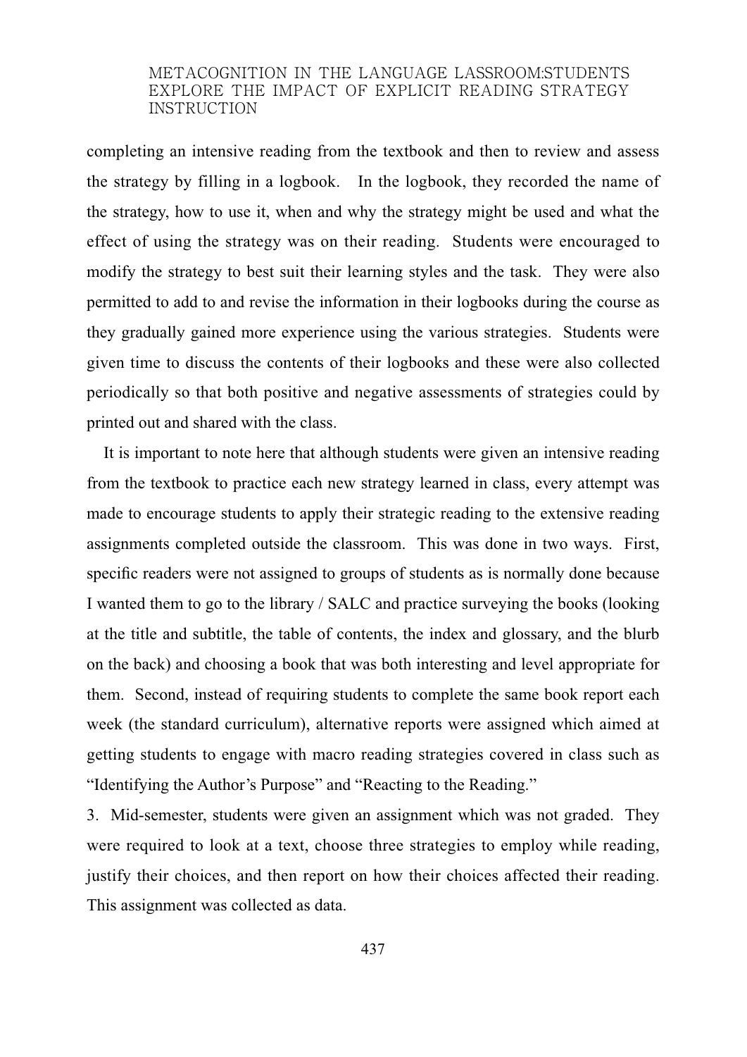completing an intensive reading from the textbook and then to review and assess the strategy by filling in a logbook. In the logbook, they recorded the name of the strategy, how to use it, when and why the strategy might be used and what the effect of using the strategy was on their reading. Students were encouraged to modify the strategy to best suit their learning styles and the task. They were also permitted to add to and revise the information in their logbooks during the course as they gradually gained more experience using the various strategies. Students were given time to discuss the contents of their logbooks and these were also collected periodically so that both positive and negative assessments of strategies could by printed out and shared with the class.

It is important to note here that although students were given an intensive reading from the textbook to practice each new strategy learned in class, every attempt was made to encourage students to apply their strategic reading to the extensive reading assignments completed outside the classroom. This was done in two ways. First, specific readers were not assigned to groups of students as is normally done because I wanted them to go to the library / SALC and practice surveying the books (looking at the title and subtitle, the table of contents, the index and glossary, and the blurb on the back) and choosing a book that was both interesting and level appropriate for them. Second, instead of requiring students to complete the same book report each week (the standard curriculum), alternative reports were assigned which aimed at getting students to engage with macro reading strategies covered in class such as "Identifying the Author's Purpose" and "Reacting to the Reading."

3. Mid-semester, students were given an assignment which was not graded. They were required to look at a text, choose three strategies to employ while reading, justify their choices, and then report on how their choices affected their reading. This assignment was collected as data.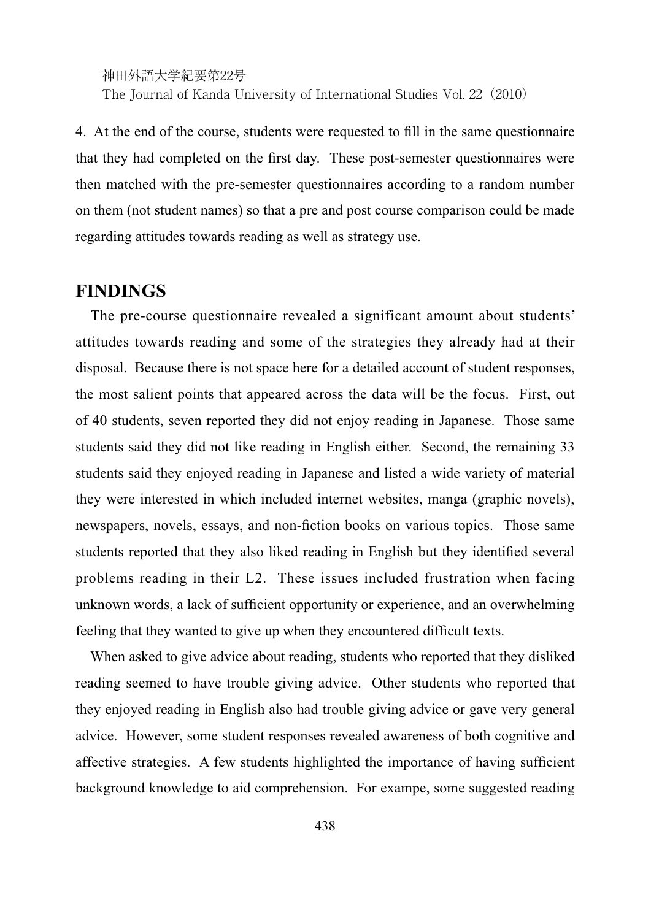4. At the end of the course, students were requested to fill in the same questionnaire that they had completed on the first day. These post-semester questionnaires were then matched with the pre-semester questionnaires according to a random number on them (not student names) so that a pre and post course comparison could be made regarding attitudes towards reading as well as strategy use.

## FINDINGS

The pre-course questionnaire revealed a significant amount about students' attitudes towards reading and some of the strategies they already had at their disposal. Because there is not space here for a detailed account of student responses, the most salient points that appeared across the data will be the focus. First, out of 40 students, seven reported they did not enjoy reading in Japanese. Those same students said they did not like reading in English either. Second, the remaining 33 students said they enjoyed reading in Japanese and listed a wide variety of material they were interested in which included internet websites, manga (graphic novels), newspapers, novels, essays, and non-fiction books on various topics. Those same students reported that they also liked reading in English but they identified several problems reading in their L2. These issues included frustration when facing unknown words, a lack of sufficient opportunity or experience, and an overwhelming feeling that they wanted to give up when they encountered difficult texts.

When asked to give advice about reading, students who reported that they disliked reading seemed to have trouble giving advice. Other students who reported that they enjoyed reading in English also had trouble giving advice or gave very general advice. However, some student responses revealed awareness of both cognitive and affective strategies. A few students highlighted the importance of having sufficient background knowledge to aid comprehension. For exampe, some suggested reading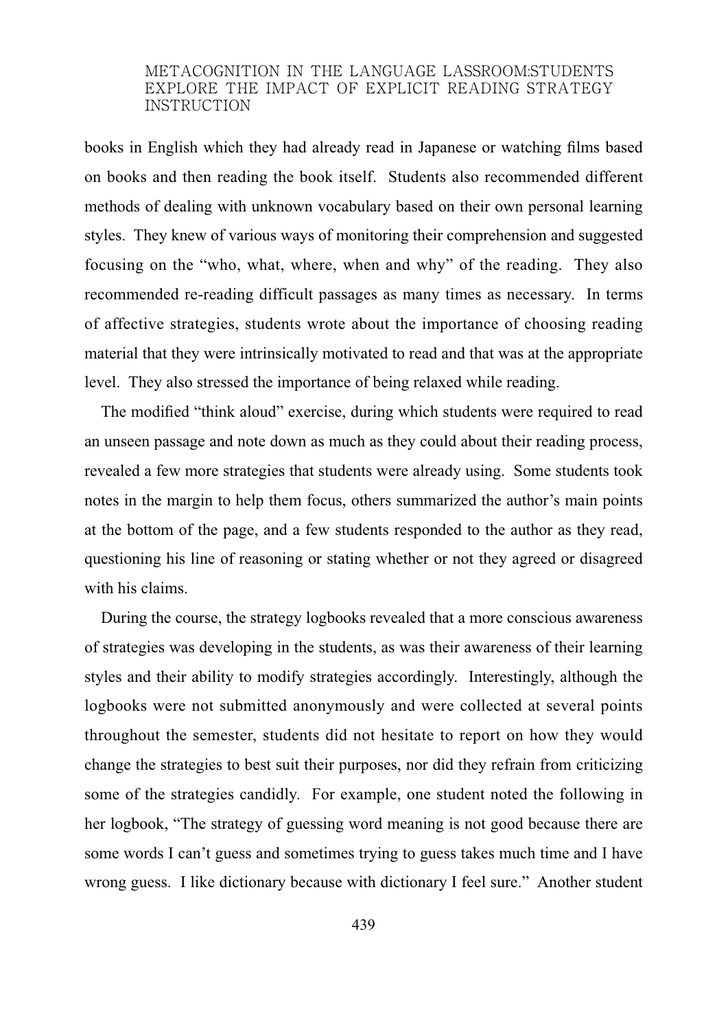books in English which they had already read in Japanese or watching films based on books and then reading the book itself. Students also recommended different methods of dealing with unknown vocabulary based on their own personal learning styles. They knew of various ways of monitoring their comprehension and suggested focusing on the "who, what, where, when and why" of the reading. They also recommended re-reading difficult passages as many times as necessary. In terms of affective strategies, students wrote about the importance of choosing reading material that they were intrinsically motivated to read and that was at the appropriate level. They also stressed the importance of being relaxed while reading.

The modified "think aloud" exercise, during which students were required to read an unseen passage and note down as much as they could about their reading process, revealed a few more strategies that students were already using. Some students took notes in the margin to help them focus, others summarized the author's main points at the bottom of the page, and a few students responded to the author as they read, questioning his line of reasoning or stating whether or not they agreed or disagreed with his claims.

During the course, the strategy logbooks revealed that a more conscious awareness of strategies was developing in the students, as was their awareness of their learning styles and their ability to modify strategies accordingly. Interestingly, although the logbooks were not submitted anonymously and were collected at several points throughout the semester, students did not hesitate to report on how they would change the strategies to best suit their purposes, nor did they refrain from criticizing some of the strategies candidly. For example, one student noted the following in her logbook, "The strategy of guessing word meaning is not good because there are some words I can't guess and sometimes trying to guess takes much time and I have wrong guess. I like dictionary because with dictionary I feel sure." Another student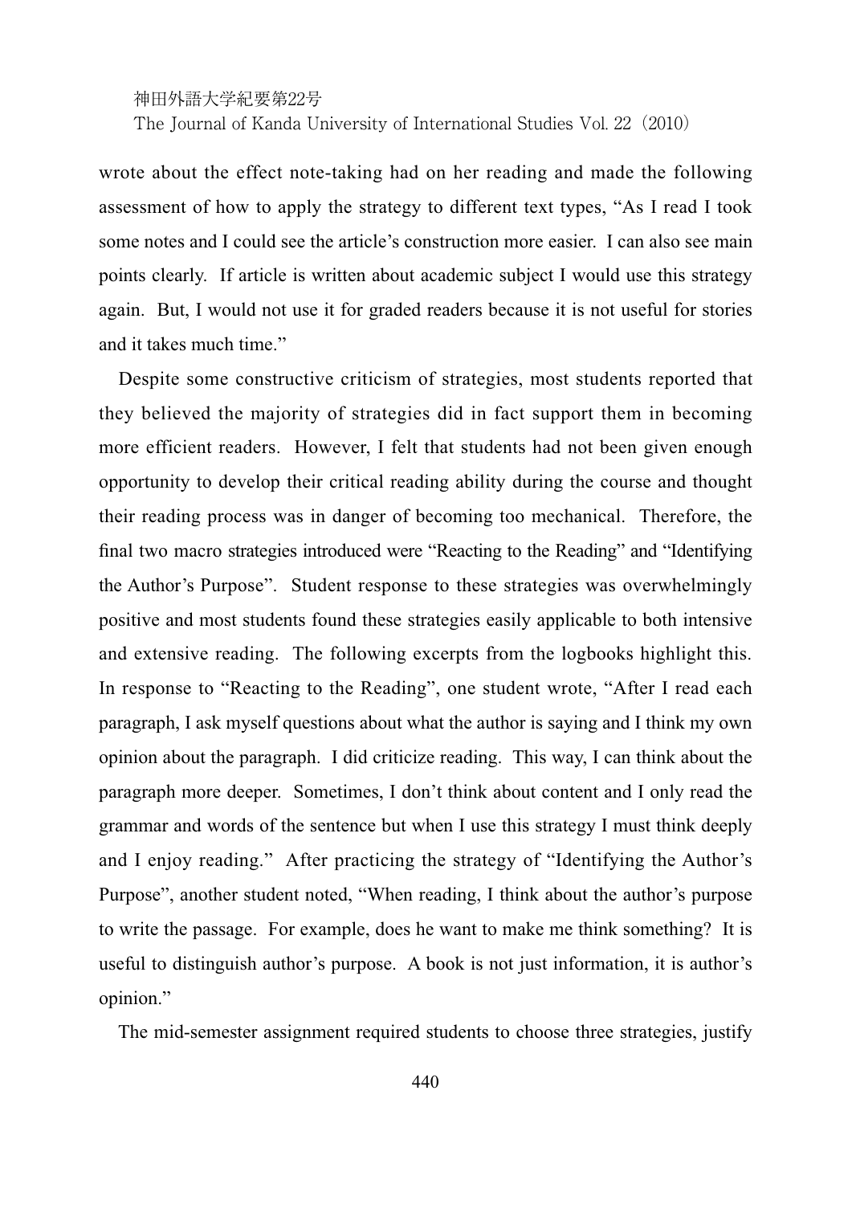wrote about the effect note-taking had on her reading and made the following assessment of how to apply the strategy to different text types, "As I read I took some notes and I could see the article's construction more easier. I can also see main points clearly. If article is written about academic subject I would use this strategy again. But, I would not use it for graded readers because it is not useful for stories and it takes much time."

Despite some constructive criticism of strategies, most students reported that they believed the majority of strategies did in fact support them in becoming more efficient readers. However, I felt that students had not been given enough opportunity to develop their critical reading ability during the course and thought their reading process was in danger of becoming too mechanical. Therefore, the final two macro strategies introduced were "Reacting to the Reading" and "Identifying the Author's Purpose". Student response to these strategies was overwhelmingly positive and most students found these strategies easily applicable to both intensive and extensive reading. The following excerpts from the logbooks highlight this. In response to "Reacting to the Reading", one student wrote, "After I read each paragraph, I ask myself questions about what the author is saying and I think my own opinion about the paragraph. I did criticize reading. This way, I can think about the paragraph more deeper. Sometimes, I don't think about content and I only read the grammar and words of the sentence but when I use this strategy I must think deeply and I enjoy reading." After practicing the strategy of "Identifying the Author's Purpose", another student noted, "When reading, I think about the author's purpose to write the passage. For example, does he want to make me think something? It is useful to distinguish author's purpose. A book is not just information, it is author's opinion."

The mid-semester assignment required students to choose three strategies, justify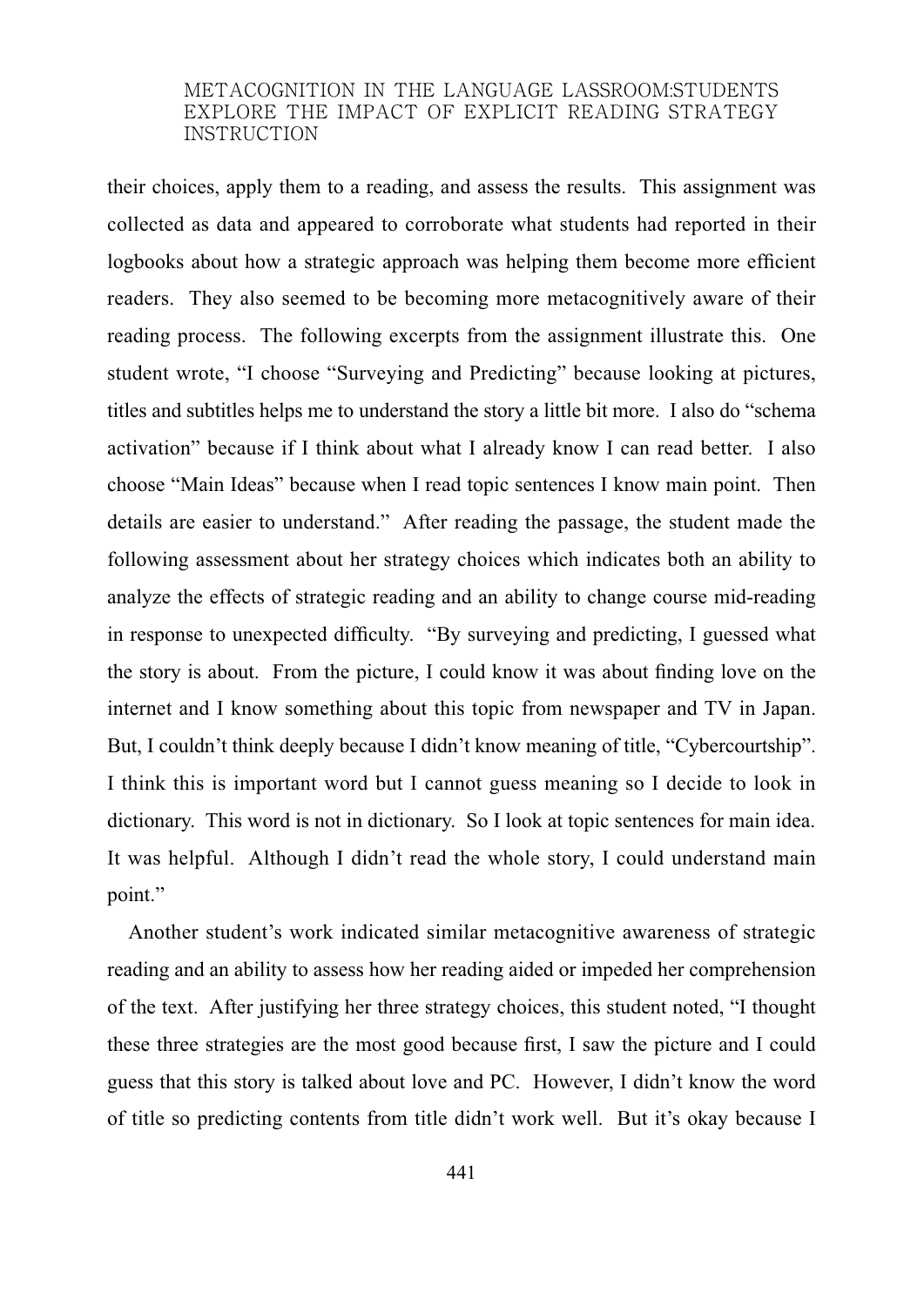their choices, apply them to a reading, and assess the results. This assignment was collected as data and appeared to corroborate what students had reported in their logbooks about how a strategic approach was helping them become more efficient readers. They also seemed to be becoming more metacognitively aware of their reading process. The following excerpts from the assignment illustrate this. One student wrote, "I choose "Surveying and Predicting" because looking at pictures, titles and subtitles helps me to understand the story a little bit more. I also do "schema activation" because if I think about what I already know I can read better. I also choose "Main Ideas" because when I read topic sentences I know main point. Then details are easier to understand." After reading the passage, the student made the following assessment about her strategy choices which indicates both an ability to analyze the effects of strategic reading and an ability to change course mid-reading in response to unexpected difficulty. "By surveying and predicting, I guessed what the story is about. From the picture, I could know it was about finding love on the internet and I know something about this topic from newspaper and TV in Japan. But, I couldn't think deeply because I didn't know meaning of title, "Cybercourtship". I think this is important word but I cannot guess meaning so I decide to look in dictionary. This word is not in dictionary. So I look at topic sentences for main idea. It was helpful. Although I didn't read the whole story, I could understand main point."

Another student's work indicated similar metacognitive awareness of strategic reading and an ability to assess how her reading aided or impeded her comprehension of the text. After justifying her three strategy choices, this student noted, "I thought these three strategies are the most good because first, I saw the picture and I could guess that this story is talked about love and PC. However, I didn't know the word of title so predicting contents from title didn't work well. But it's okay because I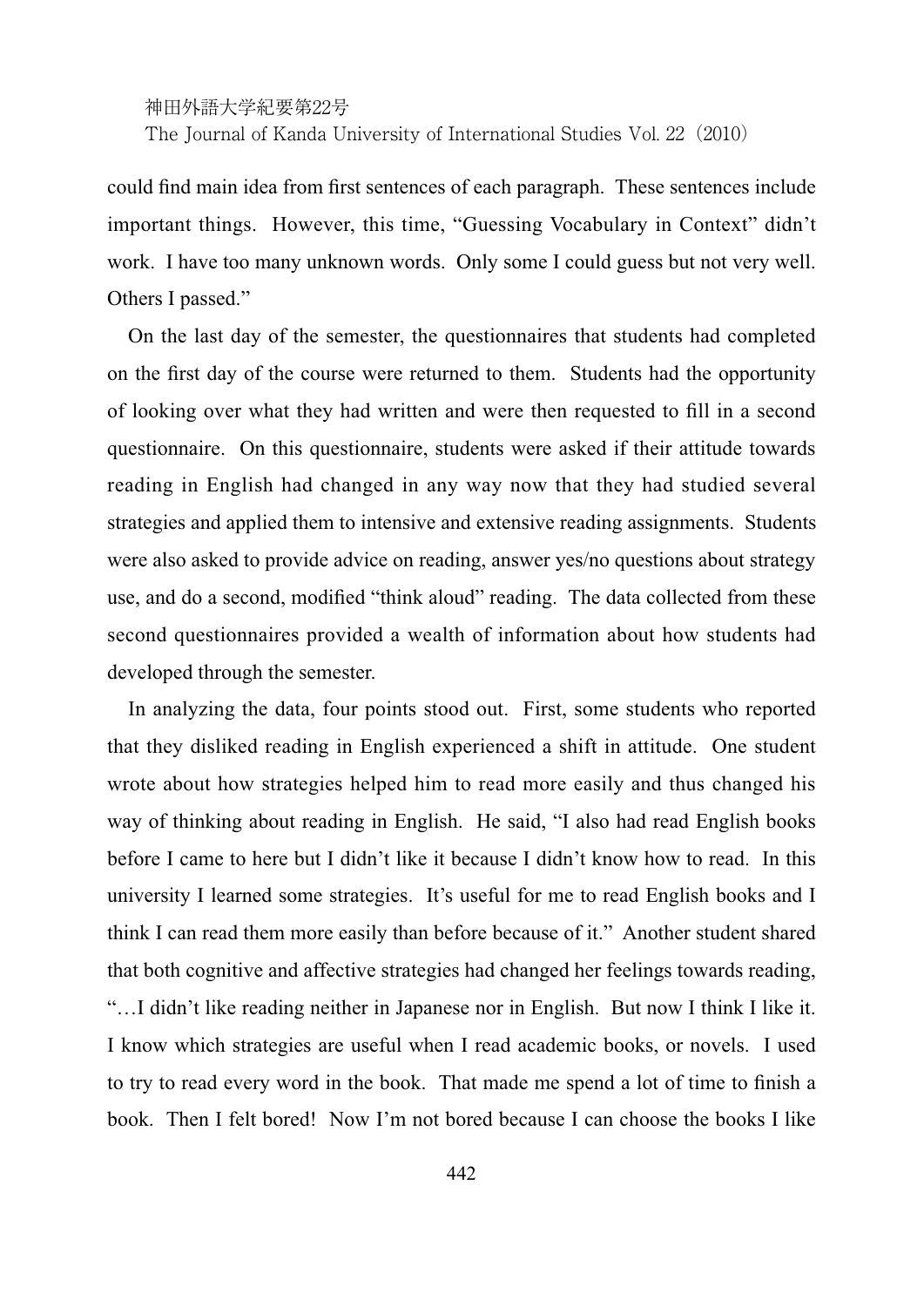could find main idea from first sentences of each paragraph. These sentences include important things. However, this time, "Guessing Vocabulary in Context" didn't work. I have too many unknown words. Only some I could guess but not very well. Others I passed."

On the last day of the semester, the questionnaires that students had completed on the first day of the course were returned to them. Students had the opportunity of looking over what they had written and were then requested to fill in a second questionnaire. On this questionnaire, students were asked if their attitude towards reading in English had changed in any way now that they had studied several strategies and applied them to intensive and extensive reading assignments. Students were also asked to provide advice on reading, answer yes/no questions about strategy use, and do a second, modified "think aloud" reading. The data collected from these second questionnaires provided a wealth of information about how students had developed through the semester.

In analyzing the data, four points stood out. First, some students who reported that they disliked reading in English experienced a shift in attitude. One student wrote about how strategies helped him to read more easily and thus changed his way of thinking about reading in English. He said, "I also had read English books before I came to here but I didn't like it because I didn't know how to read. In this university I learned some strategies. It's useful for me to read English books and I think I can read them more easily than before because of it." Another student shared that both cognitive and affective strategies had changed her feelings towards reading, "…I didn't like reading neither in Japanese nor in English. But now I think I like it. I know which strategies are useful when I read academic books, or novels. I used to try to read every word in the book. That made me spend a lot of time to finish a book. Then I felt bored! Now I'm not bored because I can choose the books I like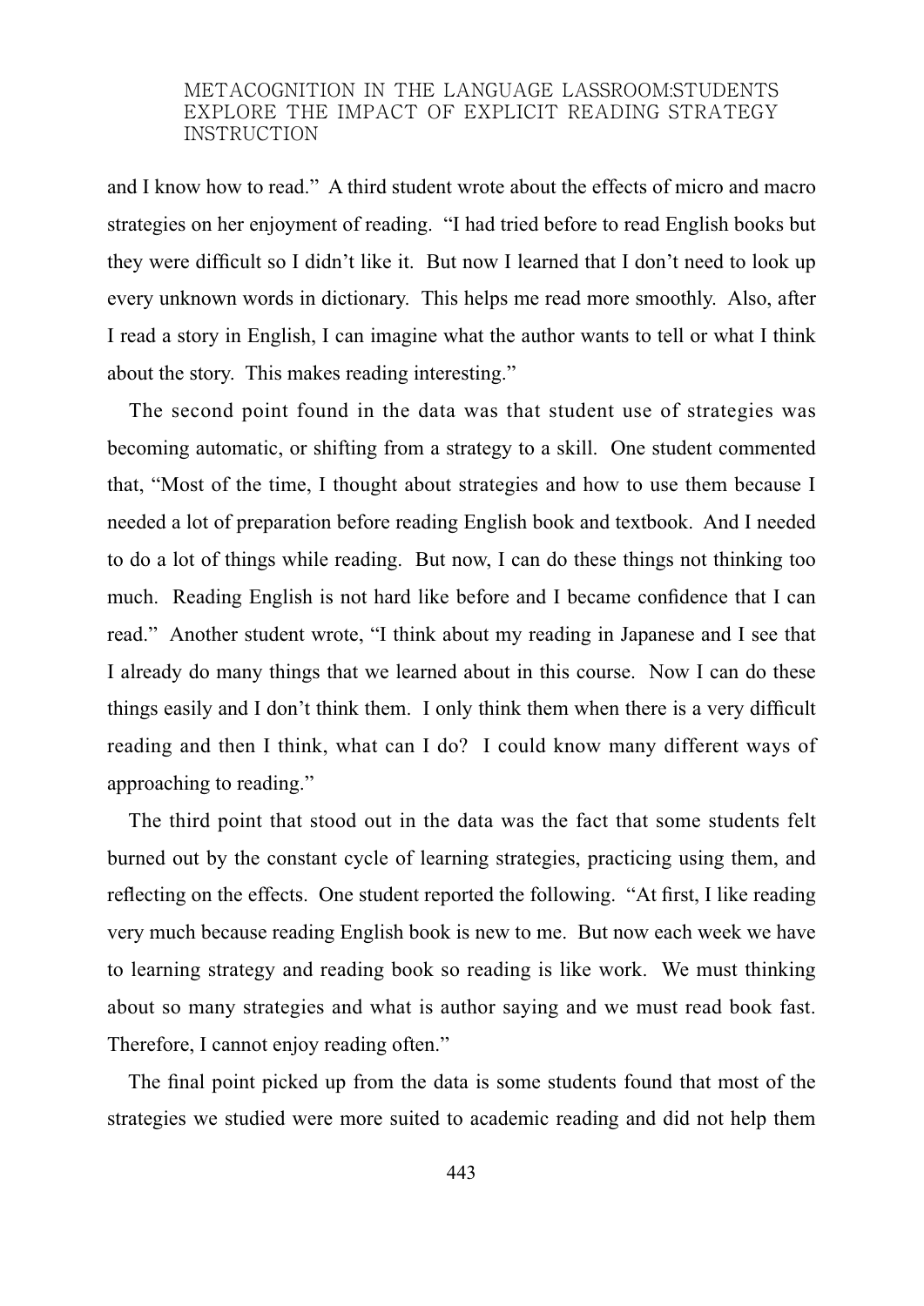and I know how to read." A third student wrote about the effects of micro and macro strategies on her enjoyment of reading. "I had tried before to read English books but they were difficult so I didn't like it. But now I learned that I don't need to look up every unknown words in dictionary. This helps me read more smoothly. Also, after I read a story in English, I can imagine what the author wants to tell or what I think about the story. This makes reading interesting."

The second point found in the data was that student use of strategies was becoming automatic, or shifting from a strategy to a skill. One student commented that, "Most of the time, I thought about strategies and how to use them because I needed a lot of preparation before reading English book and textbook. And I needed to do a lot of things while reading. But now, I can do these things not thinking too much. Reading English is not hard like before and I became confidence that I can read." Another student wrote, "I think about my reading in Japanese and I see that I already do many things that we learned about in this course. Now I can do these things easily and I don't think them. I only think them when there is a very difficult reading and then I think, what can I do? I could know many different ways of approaching to reading."

The third point that stood out in the data was the fact that some students felt burned out by the constant cycle of learning strategies, practicing using them, and reflecting on the effects. One student reported the following. "At first, I like reading very much because reading English book is new to me. But now each week we have to learning strategy and reading book so reading is like work. We must thinking about so many strategies and what is author saying and we must read book fast. Therefore, I cannot enjoy reading often."

The final point picked up from the data is some students found that most of the strategies we studied were more suited to academic reading and did not help them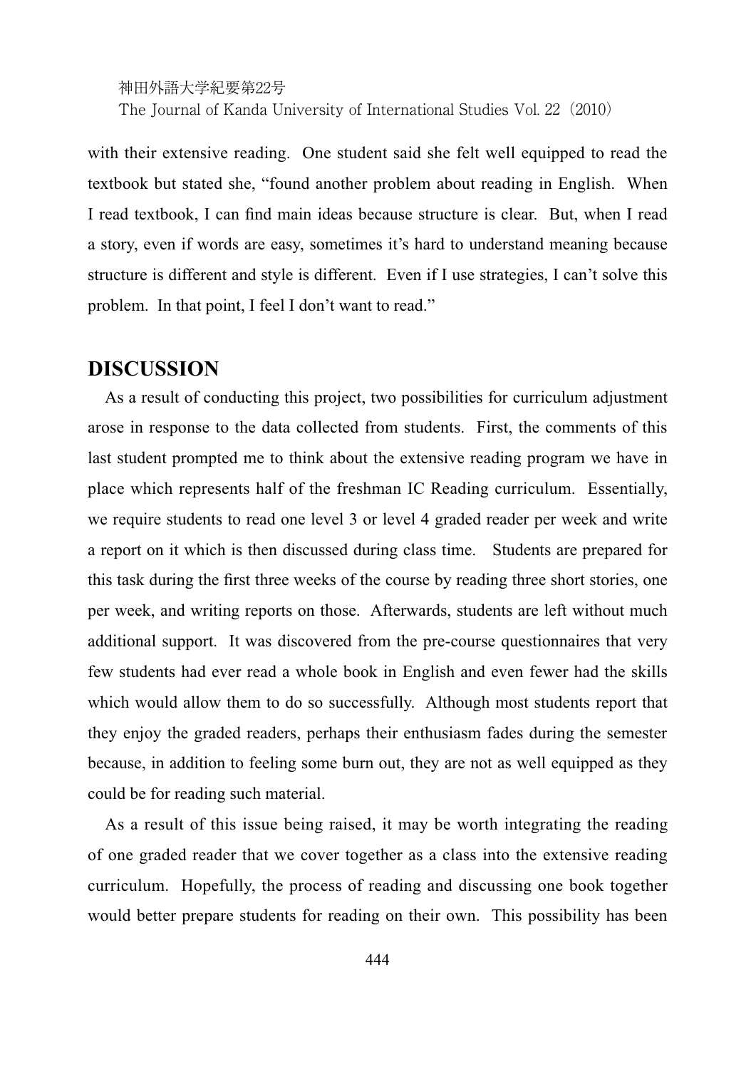with their extensive reading. One student said she felt well equipped to read the textbook but stated she, "found another problem about reading in English. When I read textbook, I can find main ideas because structure is clear. But, when I read a story, even if words are easy, sometimes it's hard to understand meaning because structure is different and style is different. Even if I use strategies, I can't solve this problem. In that point, I feel I don't want to read."

## DISCUSSION

As a result of conducting this project, two possibilities for curriculum adjustment arose in response to the data collected from students. First, the comments of this last student prompted me to think about the extensive reading program we have in place which represents half of the freshman IC Reading curriculum. Essentially, we require students to read one level 3 or level 4 graded reader per week and write a report on it which is then discussed during class time. Students are prepared for this task during the first three weeks of the course by reading three short stories, one per week, and writing reports on those. Afterwards, students are left without much additional support. It was discovered from the pre-course questionnaires that very few students had ever read a whole book in English and even fewer had the skills which would allow them to do so successfully. Although most students report that they enjoy the graded readers, perhaps their enthusiasm fades during the semester because, in addition to feeling some burn out, they are not as well equipped as they could be for reading such material.

As a result of this issue being raised, it may be worth integrating the reading of one graded reader that we cover together as a class into the extensive reading curriculum. Hopefully, the process of reading and discussing one book together would better prepare students for reading on their own. This possibility has been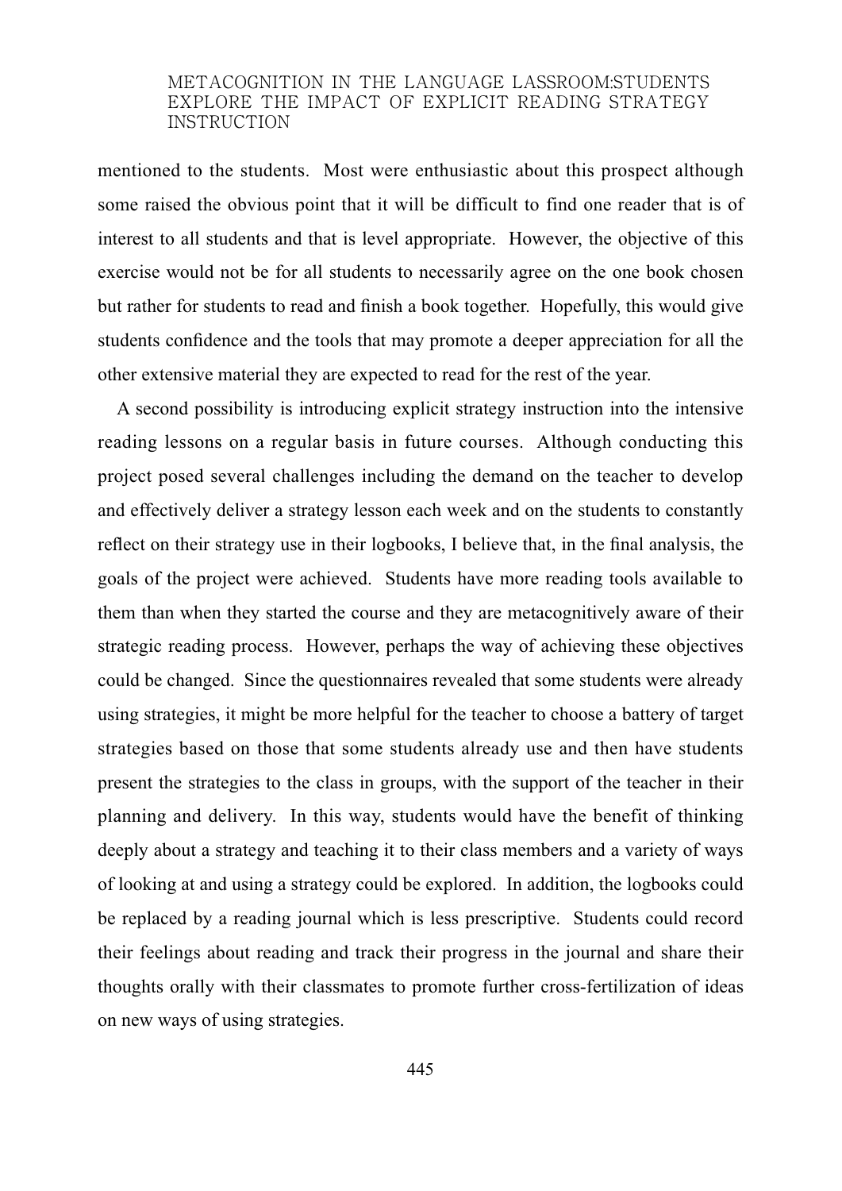mentioned to the students. Most were enthusiastic about this prospect although some raised the obvious point that it will be difficult to find one reader that is of interest to all students and that is level appropriate. However, the objective of this exercise would not be for all students to necessarily agree on the one book chosen but rather for students to read and finish a book together. Hopefully, this would give students confidence and the tools that may promote a deeper appreciation for all the other extensive material they are expected to read for the rest of the year.

A second possibility is introducing explicit strategy instruction into the intensive reading lessons on a regular basis in future courses. Although conducting this project posed several challenges including the demand on the teacher to develop and effectively deliver a strategy lesson each week and on the students to constantly reflect on their strategy use in their logbooks, I believe that, in the final analysis, the goals of the project were achieved. Students have more reading tools available to them than when they started the course and they are metacognitively aware of their strategic reading process. However, perhaps the way of achieving these objectives could be changed. Since the questionnaires revealed that some students were already using strategies, it might be more helpful for the teacher to choose a battery of target strategies based on those that some students already use and then have students present the strategies to the class in groups, with the support of the teacher in their planning and delivery. In this way, students would have the benefit of thinking deeply about a strategy and teaching it to their class members and a variety of ways of looking at and using a strategy could be explored. In addition, the logbooks could be replaced by a reading journal which is less prescriptive. Students could record their feelings about reading and track their progress in the journal and share their thoughts orally with their classmates to promote further cross-fertilization of ideas on new ways of using strategies.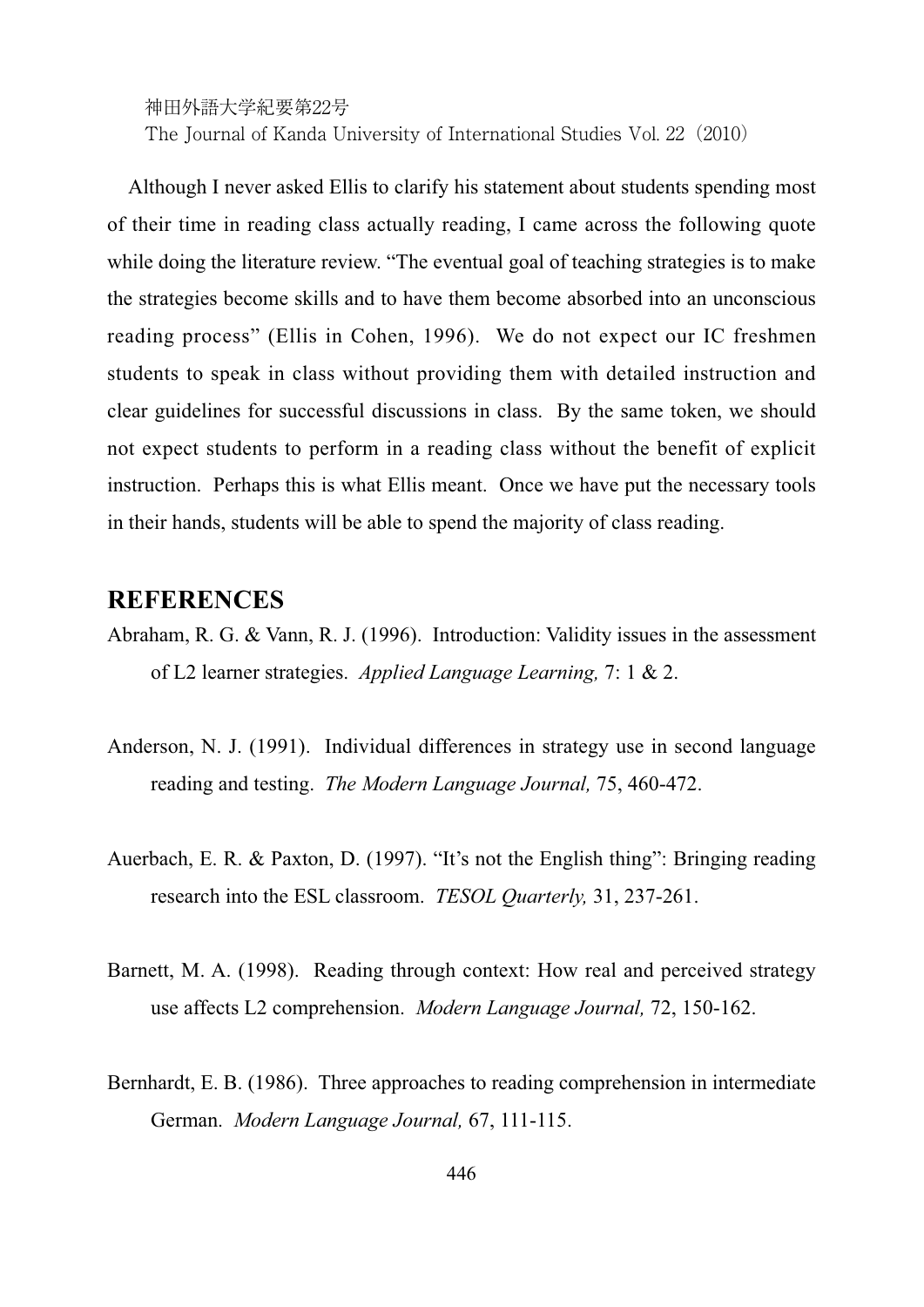Although I never asked Ellis to clarify his statement about students spending most of their time in reading class actually reading, I came across the following quote while doing the literature review. "The eventual goal of teaching strategies is to make the strategies become skills and to have them become absorbed into an unconscious reading process" (Ellis in Cohen, 1996). We do not expect our IC freshmen students to speak in class without providing them with detailed instruction and clear guidelines for successful discussions in class. By the same token, we should not expect students to perform in a reading class without the benefit of explicit instruction. Perhaps this is what Ellis meant. Once we have put the necessary tools in their hands, students will be able to spend the majority of class reading.

## REFERENCES

Abraham, R. G. & Vann, R. J. (1996). Introduction: Validity issues in the assessment of L2 learner strategies. *Applied Language Learning,* 7: 1 & 2.

Anderson, N. J. (1991). Individual differences in strategy use in second language reading and testing. *The Modern Language Journal,* 75, 460-472.

Auerbach, E. R. & Paxton, D. (1997). "It's not the English thing": Bringing reading research into the ESL classroom. *TESOL Quarterly,* 31, 237-261.

Barnett, M. A. (1998). Reading through context: How real and perceived strategy use affects L2 comprehension. *Modern Language Journal,* 72, 150-162.

Bernhardt, E. B. (1986). Three approaches to reading comprehension in intermediate German. *Modern Language Journal,* 67, 111-115.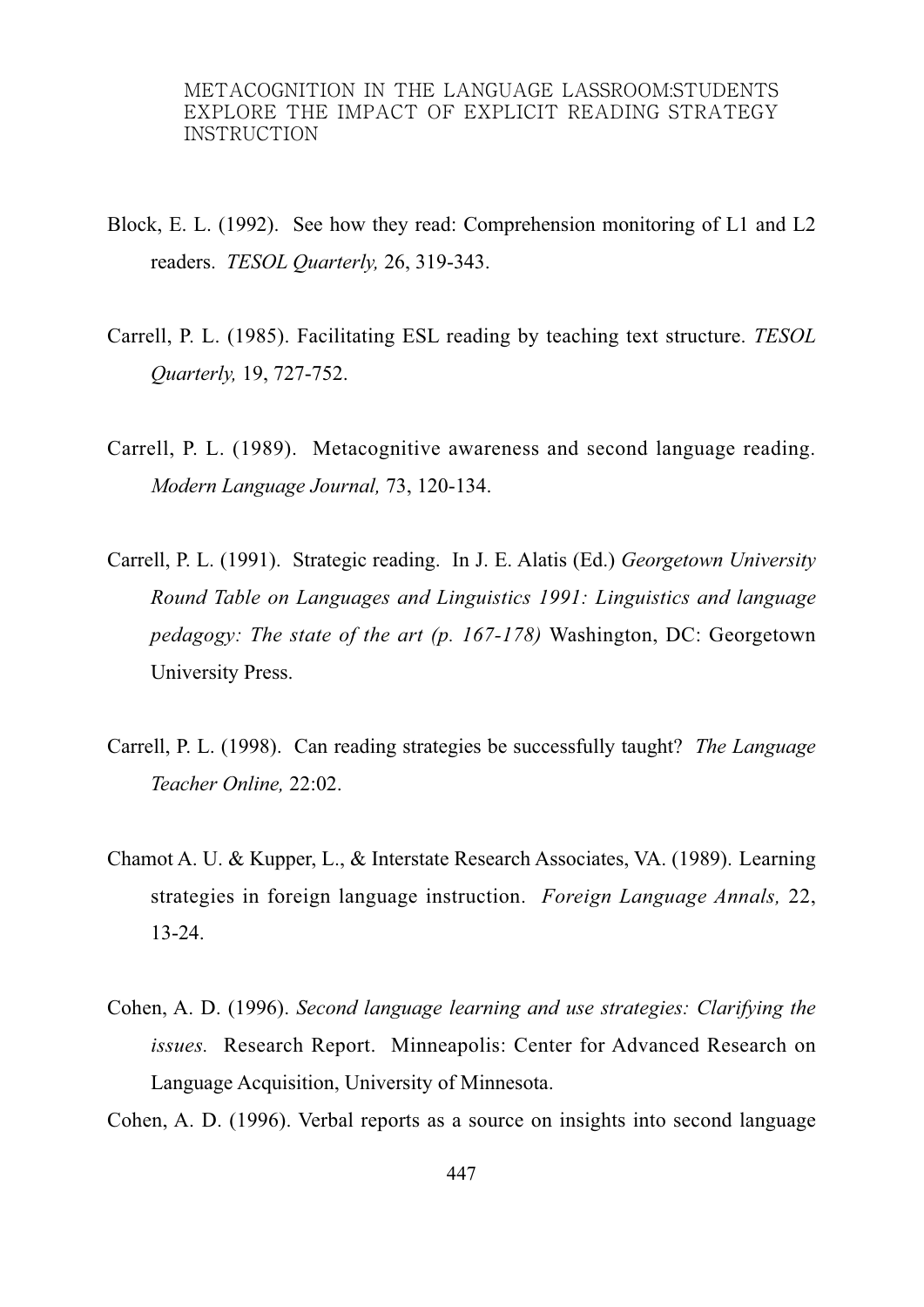Block, E. L. (1992). See how they read: Comprehension monitoring of L1 and L2 readers. *TESOL Quarterly,* 26, 319-343.

Carrell, P. L. (1985). Facilitating ESL reading by teaching text structure. *TESOL Quarterly,* 19, 727-752.

Carrell, P. L. (1989). Metacognitive awareness and second language reading. *Modern Language Journal,* 73, 120-134.

Carrell, P. L. (1991). Strategic reading. In J. E. Alatis (Ed.) *Georgetown University Round Table on Languages and Linguistics 1991: Linguistics and language pedagogy: The state of the art (p. 167-178)* Washington, DC: Georgetown University Press.

Carrell, P. L. (1998). Can reading strategies be successfully taught? *The Language Teacher Online,* 22:02.

Chamot A. U. & Kupper, L., & Interstate Research Associates, VA. (1989). Learning strategies in foreign language instruction. *Foreign Language Annals,* 22, 13-24.

Cohen, A. D. (1996). *Second language learning and use strategies: Clarifying the issues.* Research Report. Minneapolis: Center for Advanced Research on Language Acquisition, University of Minnesota.

Cohen, A. D. (1996). Verbal reports as a source on insights into second language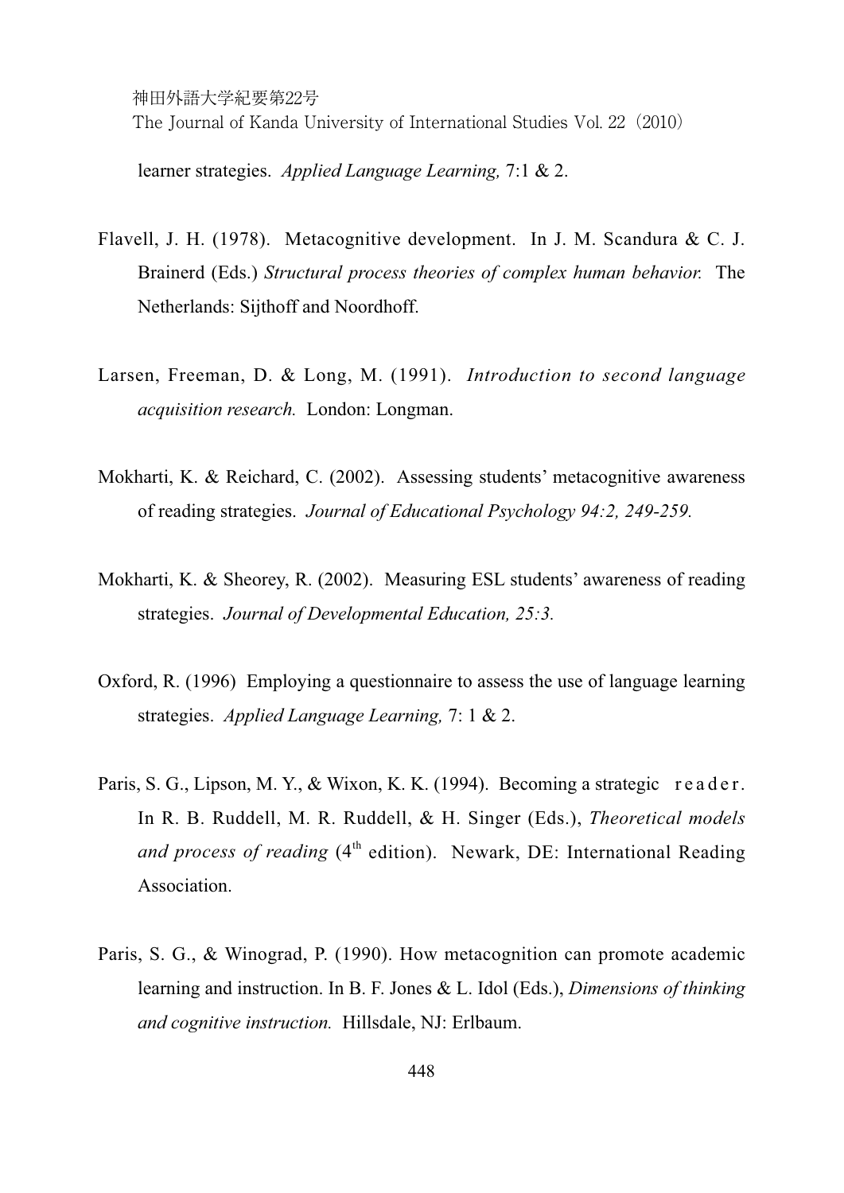learner strategies. *Applied Language Learning,* 7:1 & 2.

Flavell, J. H. (1978). Metacognitive development. In J. M. Scandura & C. J. Brainerd (Eds.) *Structural process theories of complex human behavior.* The Netherlands: Sijthoff and Noordhoff.

Larsen, Freeman, D. & Long, M. (1991). *Introduction to second language acquisition research.* London: Longman.

Mokharti, K. & Reichard, C. (2002). Assessing students' metacognitive awareness of reading strategies. *Journal of Educational Psychology 94:2, 249-259.*

Mokharti, K. & Sheorey, R. (2002). Measuring ESL students' awareness of reading strategies. *Journal of Developmental Education, 25:3.*

Oxford, R. (1996) Employing a questionnaire to assess the use of language learning strategies. *Applied Language Learning,* 7: 1 & 2.

Paris, S. G., Lipson, M. Y., & Wixon, K. K. (1994). Becoming a strategic reader. In R. B. Ruddell, M. R. Ruddell, & H. Singer (Eds.), *Theoretical models and process of reading* (4th edition). Newark, DE: International Reading Association.

Paris, S. G., & Winograd, P. (1990). How metacognition can promote academic learning and instruction. In B. F. Jones & L. Idol (Eds.), *Dimensions of thinking and cognitive instruction.* Hillsdale, NJ: Erlbaum.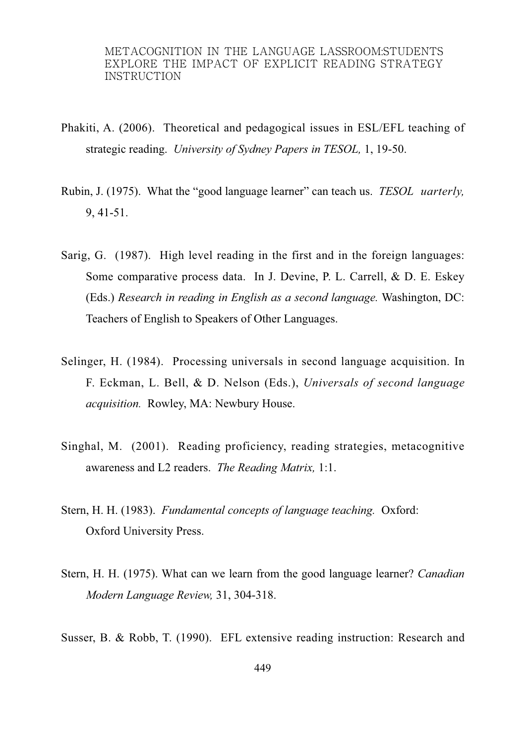Phakiti, A. (2006). Theoretical and pedagogical issues in ESL/EFL teaching of strategic reading. *University of Sydney Papers in TESOL,* 1, 19-50.

Rubin, J. (1975). What the "good language learner" can teach us. *TESOL uarterly,* 9, 41-51.

Sarig, G. (1987). High level reading in the first and in the foreign languages: Some comparative process data. In J. Devine, P. L. Carrell, & D. E. Eskey (Eds.) *Research in reading in English as a second language.* Washington, DC: Teachers of English to Speakers of Other Languages.

Selinger, H. (1984). Processing universals in second language acquisition. In F. Eckman, L. Bell, & D. Nelson (Eds.), *Universals of second language acquisition.* Rowley, MA: Newbury House.

Singhal, M. (2001). Reading proficiency, reading strategies, metacognitive awareness and L2 readers. *The Reading Matrix,* 1:1.

Stern, H. H. (1983). *Fundamental concepts of language teaching.* Oxford: Oxford University Press.

Stern, H. H. (1975). What can we learn from the good language learner? *Canadian Modern Language Review,* 31, 304-318.

Susser, B. & Robb, T. (1990). EFL extensive reading instruction: Research and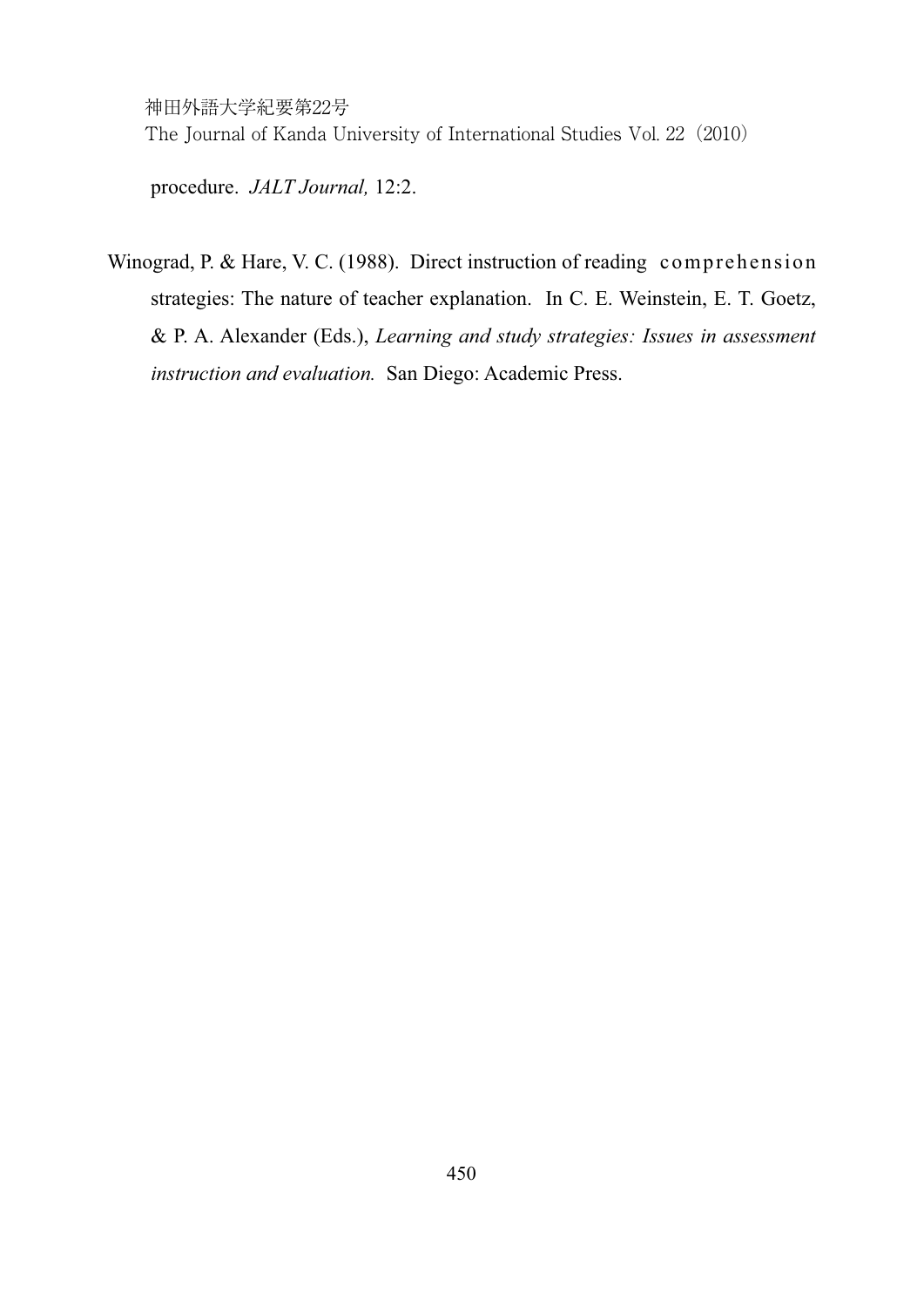procedure. *JALT Journal,* 12:2.

Winograd, P. & Hare, V. C. (1988). Direct instruction of reading comprehension strategies: The nature of teacher explanation. In C. E. Weinstein, E. T. Goetz, & P. A. Alexander (Eds.), *Learning and study strategies: Issues in assessment instruction and evaluation.* San Diego: Academic Press.